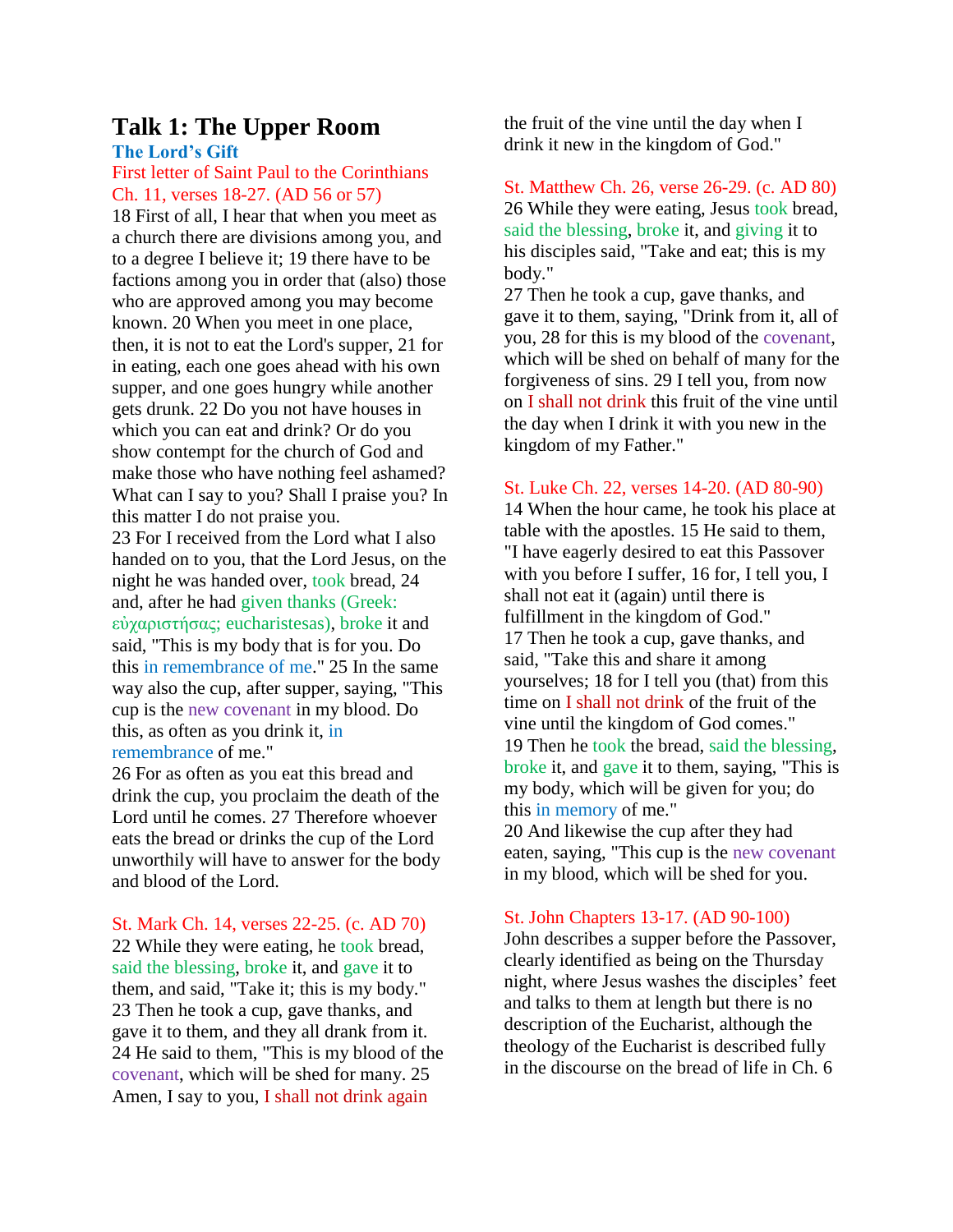# Talk 1: The Upper Room

## The Lord's Gift

### First letter of Saint Paul to the Corinthians Ch. 11, verses 18-27. (AD 56 or 57)

18 First of all, I hear that when you meet as a church there are divisions among you, and to a degree I believe it; 19 there have to be factions among you in order that (also) those who are approved among you may become known. 20 When you meet in one place, then, it is not to eat the Lord's supper, 21 for in eating, each one goes ahead with his own supper, and one goes hungry while another gets drunk. 22 Do you not have houses in which you can eat and drink? Or do you show contempt for the church of God and make those who have nothing feel ashamed? What can I say to you? Shall I praise you? In this matter I do not praise you.

23 For I received from the Lord what I also handed on to you, that the Lord Jesus, on the night he was handed over, took bread, 24 and, after he had given thanks (Greek: εὐχαριστήσας; eucharistesas), broke it and said, "This is my body that is for you. Do this in remembrance of me." 25 In the same way also the cup, after supper, saying, "This cup is the new covenant in my blood. Do this, as often as you drink it, in remembrance of me."

26 For as often as you eat this bread and drink the cup, you proclaim the death of the Lord until he comes. 27 Therefore whoever eats the bread or drinks the cup of the Lord unworthily will have to answer for the body and blood of the Lord.

### St. Mark Ch. 14, verses 22-25. (c. AD 70)

22 While they were eating, he took bread, said the blessing, broke it, and gave it to them, and said, "Take it; this is my body." 23 Then he took a cup, gave thanks, and gave it to them, and they all drank from it. 24 He said to them, "This is my blood of the covenant, which will be shed for many. 25 Amen, I say to you, I shall not drink again the fruit of the vine until the day when I drink it new in the kingdom of God."

### St. Matthew Ch. 26, verse 26-29. (c. AD 80)

26 While they were eating, Jesus took bread, said the blessing, broke it, and giving it to his disciples said, "Take and eat; this is my body."

27 Then he took a cup, gave thanks, and gave it to them, saying, "Drink from it, all of you, 28 for this is my blood of the covenant, which will be shed on behalf of many for the forgiveness of sins. 29 I tell you, from now on I shall not drink this fruit of the vine until the day when I drink it with you new in the kingdom of my Father."

### St. Luke Ch. 22, verses 14-20. (AD 80-90)

14 When the hour came, he took his place at table with the apostles. 15 He said to them, "I have eagerly desired to eat this Passover with you before I suffer, 16 for, I tell you, I shall not eat it (again) until there is fulfillment in the kingdom of God."

17 Then he took a cup, gave thanks, and said, "Take this and share it among yourselves; 18 for I tell you (that) from this time on I shall not drink of the fruit of the vine until the kingdom of God comes."

19 Then he took the bread, said the blessing, broke it, and gave it to them, saying, "This is my body, which will be given for you; do this in memory of me."

20 And likewise the cup after they had eaten, saying, "This cup is the new covenant in my blood, which will be shed for you.

### St. John Chapters 13-17. (AD 90-100)

John describes a supper before the Passover, clearly identified as being on the Thursday night, where Jesus washes the disciples' feet and talks to them at length but there is no description of the Eucharist, although the theology of the Eucharist is described fully in the discourse on the bread of life in Ch. 6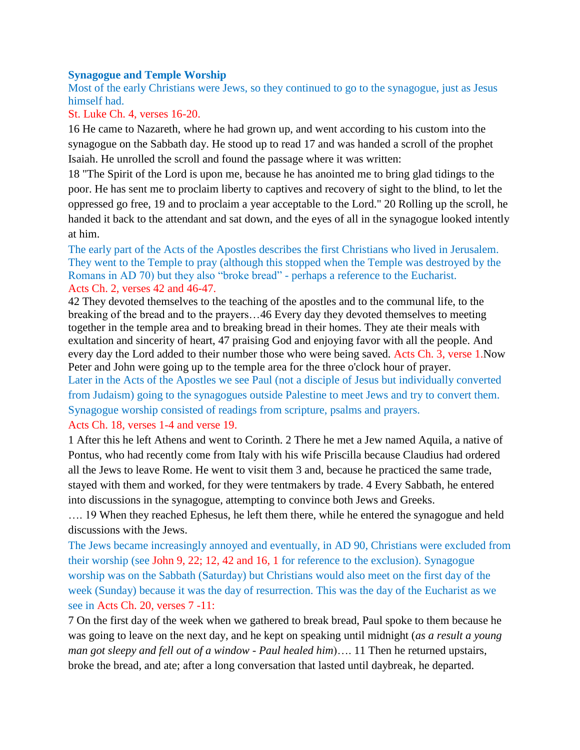## Synagogue and Temple Worship

Most of the early Christians were Jews, so they continued to go to the synagogue, just as Jesus himself had.

St. Luke Ch. 4, verses 16-20.

16 He came to Nazareth, where he had grown up, and went according to his custom into the synagogue on the Sabbath day. He stood up to read 17 and was handed a scroll of the prophet Isaiah. He unrolled the scroll and found the passage where it was written:

18 "The Spirit of the Lord is upon me, because he has anointed me to bring glad tidings to the poor. He has sent me to proclaim liberty to captives and recovery of sight to the blind, to let the oppressed go free, 19 and to proclaim a year acceptable to the Lord." 20 Rolling up the scroll, he handed it back to the attendant and sat down, and the eyes of all in the synagogue looked intently at him.

The early part of the Acts of the Apostles describes the first Christians who lived in Jerusalem. They went to the Temple to pray (although this stopped when the Temple was destroyed by the Romans in AD 70) but they also "broke bread" - perhaps a reference to the Eucharist.

Acts Ch. 2, verses 42 and 46-47.

42 They devoted themselves to the teaching of the apostles and to the communal life, to the breaking of the bread and to the prayers…46 Every day they devoted themselves to meeting together in the temple area and to breaking bread in their homes. They ate their meals with exultation and sincerity of heart, 47 praising God and enjoying favor with all the people. And every day the Lord added to their number those who were being saved. Acts Ch. 3, verse 1.Now Peter and John were going up to the temple area for the three o'clock hour of prayer.

Later in the Acts of the Apostles we see Paul (not a disciple of Jesus but individually converted from Judaism) going to the synagogues outside Palestine to meet Jews and try to convert them. Synagogue worship consisted of readings from scripture, psalms and prayers.

Acts Ch. 18, verses 1-4 and verse 19.

1 After this he left Athens and went to Corinth. 2 There he met a Jew named Aquila, a native of Pontus, who had recently come from Italy with his wife Priscilla because Claudius had ordered all the Jews to leave Rome. He went to visit them 3 and, because he practiced the same trade, stayed with them and worked, for they were tentmakers by trade. 4 Every Sabbath, he entered into discussions in the synagogue, attempting to convince both Jews and Greeks.

…. 19 When they reached Ephesus, he left them there, while he entered the synagogue and held discussions with the Jews.

The Jews became increasingly annoyed and eventually, in AD 90, Christians were excluded from their worship (see John 9, 22; 12, 42 and 16, 1 for reference to the exclusion). Synagogue worship was on the Sabbath (Saturday) but Christians would also meet on the first day of the week (Sunday) because it was the day of resurrection. This was the day of the Eucharist as we see in Acts Ch. 20, verses 7 -11:

7 On the first day of the week when we gathered to break bread, Paul spoke to them because he was going to leave on the next day, and he kept on speaking until midnight (*as a result a young man got sleepy and fell out of a window - Paul healed him*)…. 11 Then he returned upstairs, broke the bread, and ate; after a long conversation that lasted until daybreak, he departed.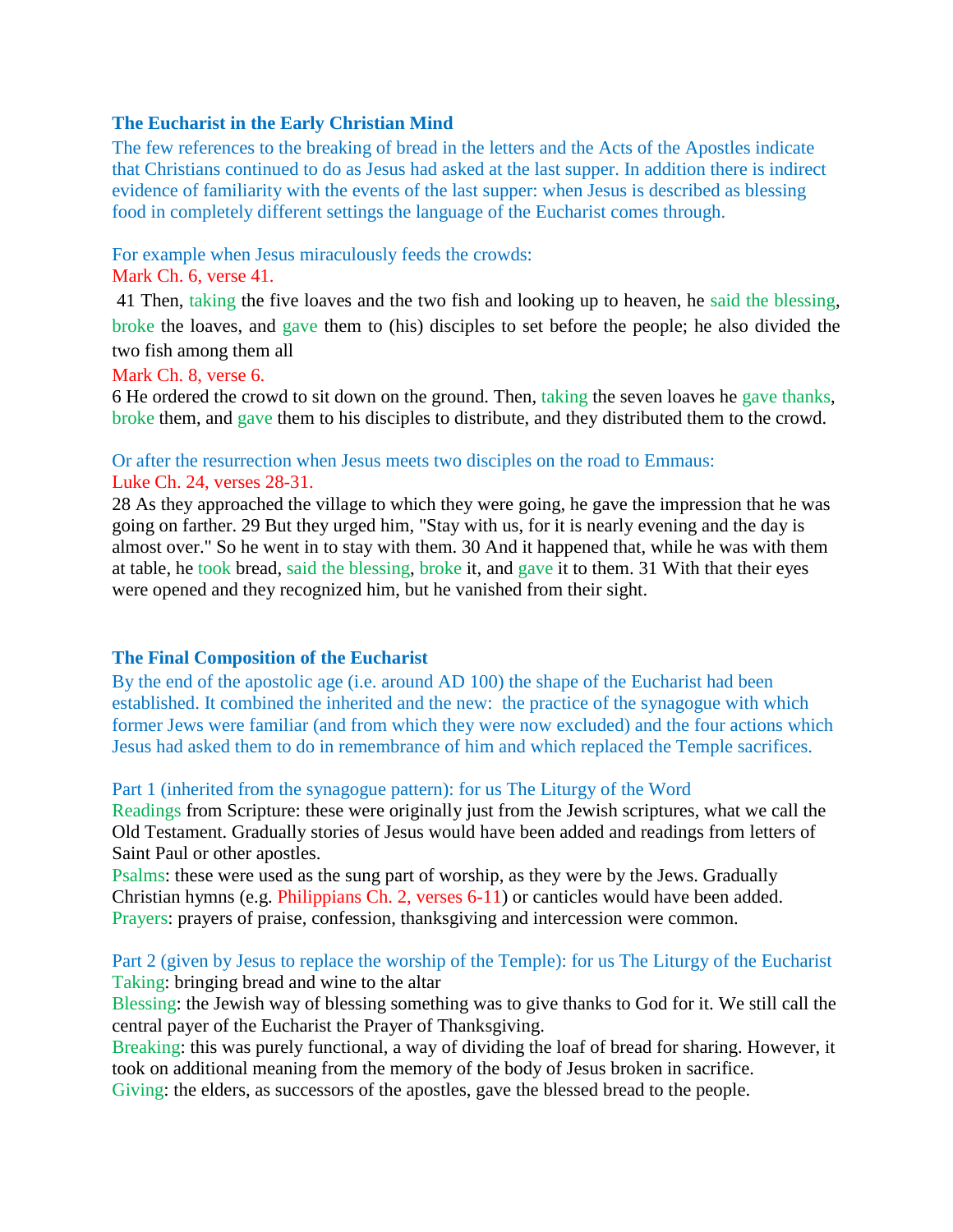## The Eucharist in the Early Christian Mind

The few references to the breaking of bread in the letters and the Acts of the Apostles indicate that Christians continued to do as Jesus had asked at the last supper. In addition there is indirect evidence of familiarity with the events of the last supper: when Jesus is described as blessing food in completely different settings the language of the Eucharist comes through.

For example when Jesus miraculously feeds the crowds:

Mark Ch. 6, verse 41.

41 Then, taking the five loaves and the two fish and looking up to heaven, he said the blessing, broke the loaves, and gave them to (his) disciples to set before the people; he also divided the two fish among them all

Mark Ch. 8, verse 6.

6 He ordered the crowd to sit down on the ground. Then, taking the seven loaves he gave thanks, broke them, and gave them to his disciples to distribute, and they distributed them to the crowd.

Or after the resurrection when Jesus meets two disciples on the road to Emmaus:

Luke Ch. 24, verses 28-31.

28 As they approached the village to which they were going, he gave the impression that he was going on farther. 29 But they urged him, "Stay with us, for it is nearly evening and the day is almost over." So he went in to stay with them. 30 And it happened that, while he was with them at table, he took bread, said the blessing, broke it, and gave it to them. 31 With that their eyes were opened and they recognized him, but he vanished from their sight.

## The Final Composition of the Eucharist

By the end of the apostolic age (i.e. around AD 100) the shape of the Eucharist had been established. It combined the inherited and the new: the practice of the synagogue with which former Jews were familiar (and from which they were now excluded) and the four actions which Jesus had asked them to do in remembrance of him and which replaced the Temple sacrifices.

Part 1 (inherited from the synagogue pattern): for us The Liturgy of the Word

Readings from Scripture: these were originally just from the Jewish scriptures, what we call the Old Testament. Gradually stories of Jesus would have been added and readings from letters of Saint Paul or other apostles.

Psalms: these were used as the sung part of worship, as they were by the Jews. Gradually Christian hymns (e.g. Philippians Ch. 2, verses 6-11) or canticles would have been added.

Prayers: prayers of praise, confession, thanksgiving and intercession were common.

Part 2 (given by Jesus to replace the worship of the Temple): for us The Liturgy of the Eucharist

Taking: bringing bread and wine to the altar

Blessing: the Jewish way of blessing something was to give thanks to God for it. We still call the central payer of the Eucharist the Prayer of Thanksgiving.

Breaking: this was purely functional, a way of dividing the loaf of bread for sharing. However, it took on additional meaning from the memory of the body of Jesus broken in sacrifice.

Giving: the elders, as successors of the apostles, gave the blessed bread to the people.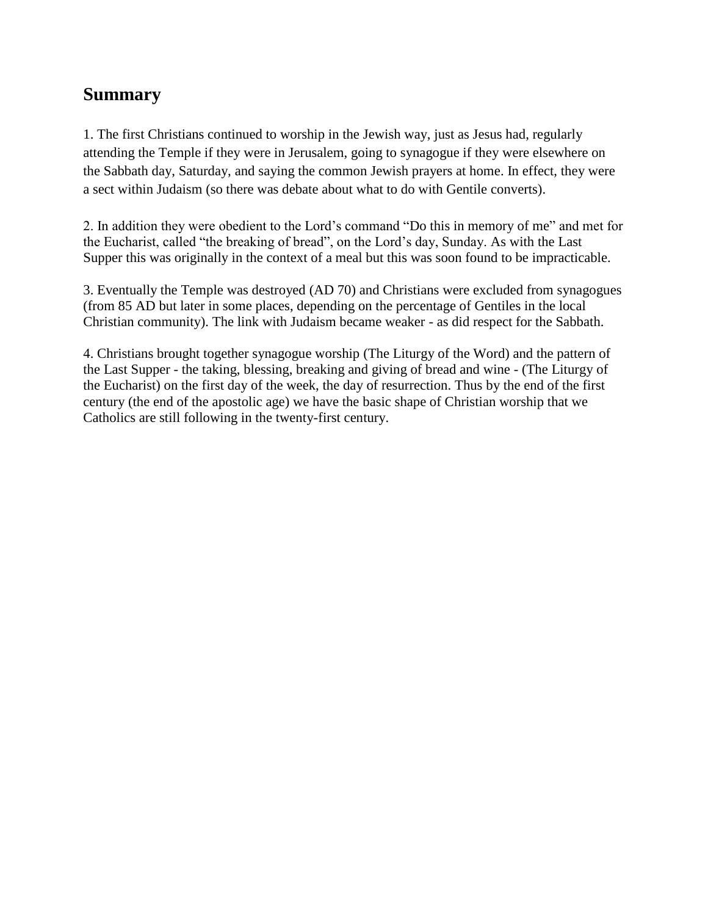## Summary

1. The first Christians continued to worship in the Jewish way, just as Jesus had, regularly attending the Temple if they were in Jerusalem, going to synagogue if they were elsewhere on the Sabbath day, Saturday, and saying the common Jewish prayers at home. In effect, they were a sect within Judaism (so there was debate about what to do with Gentile converts).

2. In addition they were obedient to the Lord's command "Do this in memory of me" and met for the Eucharist, called "the breaking of bread", on the Lord's day, Sunday. As with the Last Supper this was originally in the context of a meal but this was soon found to be impracticable.

3. Eventually the Temple was destroyed (AD 70) and Christians were excluded from synagogues (from 85 AD but later in some places, depending on the percentage of Gentiles in the local Christian community). The link with Judaism became weaker - as did respect for the Sabbath.

4. Christians brought together synagogue worship (The Liturgy of the Word) and the pattern of the Last Supper - the taking, blessing, breaking and giving of bread and wine - (The Liturgy of the Eucharist) on the first day of the week, the day of resurrection. Thus by the end of the first century (the end of the apostolic age) we have the basic shape of Christian worship that we Catholics are still following in the twenty-first century.